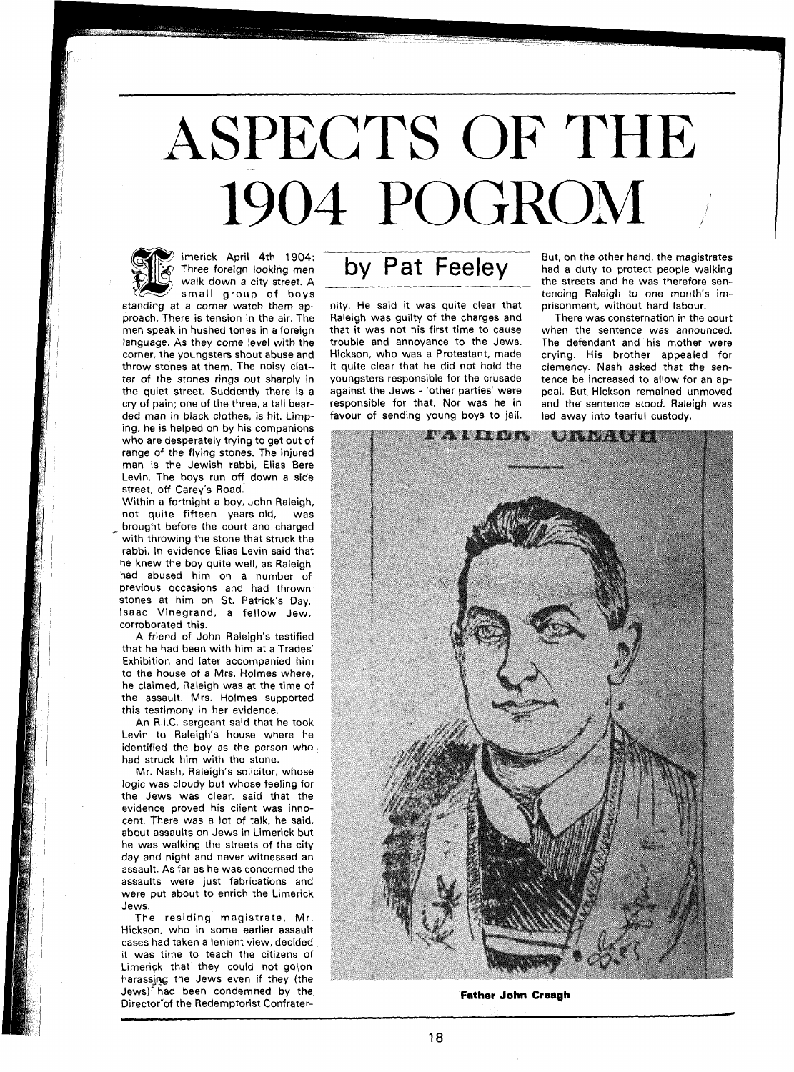# ASPECTS OF THE 1904 POGROM

## by Pat Feeley

Limerick April 4th 1904: Three foreign looking men walk down a city street. A small group of boys standing at a corner watch them approach. There is tension in the air. The men speak in hushed tones in a foreign language. As they come level with the corner, the youngsters shout abuse and throw stones at them. The noisy clatter of the stones rings out sharply in the quiet street. Suddenly there is a cry of pain; one of the three, a tall bearded man in black clothes, is hit. Limping, he is helped on by his companions who are desperately trying to get out of range of the flying stones. The injured man is the Jewish rabbi, Elias Bere Levin. The boys run off down a side street, off Carey's Road.

Within a fortnight a boy, John Raleigh, not quite fifteen years old, was brought before the court and charged with throwing the stone that struck the rabbi. In evidence Elias Levin said that he knew the boy quite well, as Raleigh had abused him on a number of previous occasions and had thrown stones at him on St. Patrick's Day. Isaac Vinegrand, a fellow Jew, corroborated this.

A friend of John Raleigh's testified that he had been with him at a Trades' Exhibition and later accompanied him to the house of a Mrs. Holmes where, he claimed, Raleigh was at the time of the assault. Mrs. Holmes supported this testimony in her evidence.

An R.I.C. sergeant said that he took Levin to Raleigh's house where he identified the boy as the person who had struck him with the stone.

Mr. Nash, Raleigh's solicitor, whose logic was cloudy but whose feeling for the Jews was clear, said that the evidence proved his client was innocent. There was a lot of talk, he said, about assaults on Jews in Limerick but he was walking the streets of the city day and night and never witnessed an assault. As far as he was concerned the assaults were just fabrications and were put about to enrich the Limerick Jews.

The residing magistrate, Mr. Hickson, who in some earlier assault cases had taken a lenient view, decided it was time to teach the citizens of Limerick that they could not go on harassing the Jews even if they (the Jews) had been condemned by the Director of the Redemptorist Confraternity. He said it was quite clear that Raleigh was guilty of the charges and that it was not his first time to cause trouble and annoyance to the Jews. Hickson, who was a Protestant, made it quite clear that he did not hold the youngsters responsible for the crusade against the Jews - 'other parties' were responsible for that. Nor was he in favour of sending young boys to jail. But, on the other hand, the magistrates had a duty to protect people walking the streets and he was therefore sentencing Raleigh to one month's imprisonment, without hard labour.

There was consternation in the court when the sentence was announced. The defendant and his mother were crying. His brother appealed for clemency. Nash asked that the sentence be increased to allow for an appeal. But Hickson remained unmoved and the sentence stood. Raleigh was led away into tearful custody.

FATHER CREAGH

**Father John Creagh**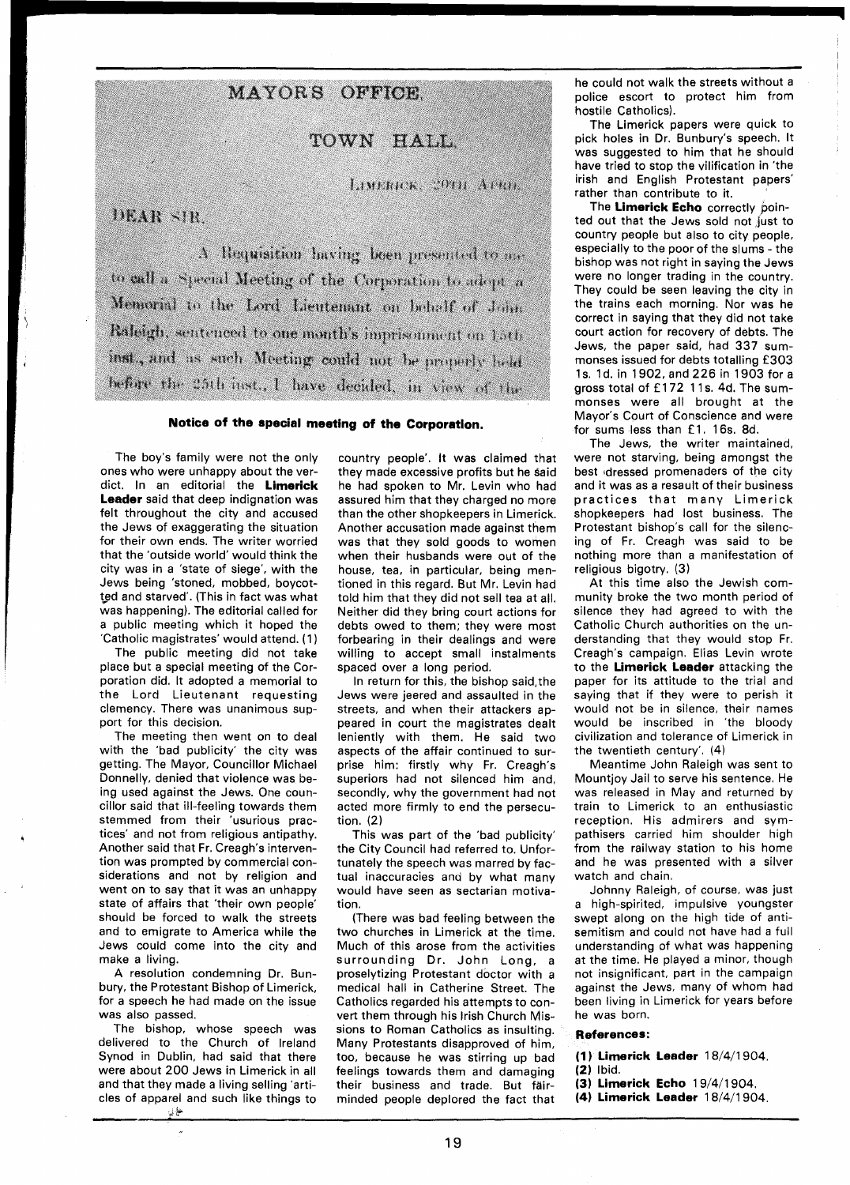MAYORS OFFICE,

TOWN HALL,

LIMERICK, 20TH APRIL

DEAR SIR,

A Requisition having been presented to me to call a Special Meeting of the Corporation to adopt a Memorial to the Lord Lieutenant on behalf of John Raleigh, sentenced to one month's imprisonment on 15th inst., and as such Meeting could not be properly held before the 25th inst., I have decided, in view of the

**Notice of the special meeting of the Corporation.**

The boy's family were not the only ones who were unhappy about the verdict. In an editorial the **Limerick Leader** said that deep indignation was felt throughout the city and accused the Jews of exaggerating the situation for their own ends. The writer worried that the 'outside world' would think the city was in a 'state of siege', with the Jews being 'stoned, mobbed, boycotted and starved'. (This in fact was what was happening). The editorial called for a public meeting which it hoped the 'Catholic magistrates' would attend. (1)

The public meeting did not take place but a special meeting of the Corporation did. It adopted a memorial to the Lord Lieutenant requesting clemency. There was unanimous support for this decision.

The meeting then went on to deal with the 'bad publicity' the city was getting. The Mayor, Councillor Michael Donnelly, denied that violence was being used against the Jews. One councillor said that ill-feeling towards them stemmed from their 'usurious practices' and not from religious antipathy. Another said that Fr. Creagh's intervention was prompted by commercial considerations and not by religion and went on to say that it was an unhappy state of affairs that 'their own people' should be forced to walk the streets and to emigrate to America while the Jews could come into the city and make a living.

A resolution condemning Dr. Bunbury, the Protestant Bishop of Limerick, for a speech he had made on the issue was also passed.

The bishop, whose speech was delivered to the Church of Ireland Synod in Dublin, had said that there were about 200 Jews in Limerick in all and that they made a living selling 'articles of apparel and such like things to country people'. It was claimed that they made excessive profits but he said he had spoken to Mr. Levin who had assured him that they charged no more than the other shopkeepers in Limerick. Another accusation made against them was that they sold goods to women when their husbands were out of the house, tea, in particular, being mentioned in this regard. But Mr. Levin had told him that they did not sell tea at all. Neither did they bring court actions for debts owed to them; they were most forbearing in their dealings and were willing to accept small instalments spaced over a long period.

In return for this, the bishop said, the Jews were jeered and assaulted in the streets, and when their attackers appeared in court the magistrates dealt leniently with them. He said two aspects of the affair continued to surprise him: firstly why Fr. Creagh's superiors had not silenced him and, secondly, why the government had not acted more firmly to end the persecution. (2)

This was part of the 'bad publicity' the City Council had referred to. Unfortunately the speech was marred by factual inaccuracies and by what many would have seen as sectarian motivation.

(There was bad feeling between the two churches in Limerick at the time. Much of this arose from the activities surrounding Dr. John Long, a proselytizing Protestant doctor with a medical hall in Catherine Street. The Catholics regarded his attempts to convert them through his Irish Church Missions to Roman Catholics as insulting. Many Protestants disapproved of him, too, because he was stirring up bad feelings towards them and damaging their business and trade. But fair-minded people deplored the fact that he could not walk the streets without a police escort to protect him from hostile Catholics).

The Limerick papers were quick to pick holes in Dr. Bunbury's speech. It was suggested to him that he should have tried to stop the vilification in 'the Irish and English Protestant papers' rather than contribute to it.

The **Limerick Echo** correctly pointed out that the Jews sold not just to country people but also to city people, especially to the poor of the slums - the bishop was not right in saying the Jews were no longer trading in the country. They could be seen leaving the city in the trains each morning. Nor was he correct in saying that they did not take court action for recovery of debts. The Jews, the paper said, had 337 summonses issued for debts totalling £303 1s. 1d. in 1902, and 226 in 1903 for a gross total of £172 11s. 4d. The summonses were all brought at the Mayor's Court of Conscience and were for sums less than £1. 16s. 8d.

The Jews, the writer maintained, were not starving, being amongst the best dressed promenaders of the city and it was as a resault of their business practices that many Limerick shopkeepers had lost business. The Protestant bishop's call for the silencing of Fr. Creagh was said to be nothing more than a manifestation of religious bigotry. (3)

At this time also the Jewish community broke the two month period of silence they had agreed to with the Catholic Church authorities on the understanding that they would stop Fr. Creagh's campaign. Elias Levin wrote to the **Limerick Leader** attacking the paper for its attitude to the trial and saying that if they were to perish it would not be in silence, their names would be inscribed in 'the bloody civilization and tolerance of Limerick in the twentieth century'. (4)

Meantime John Raleigh was sent to Mountjoy Jail to serve his sentence. He was released in May and returned by train to Limerick to an enthusiastic reception. His admirers and sympathisers carried him shoulder high from the railway station to his home and he was presented with a silver watch and chain.

Johnny Raleigh, of course, was just a high-spirited, impulsive youngster swept along on the high tide of anti-semitism and could not have had a full understanding of what was happening at the time. He played a minor, though not insignificant, part in the campaign against the Jews, many of whom had been living in Limerick for years before he was born.

**References:**

**(1) Limerick Leader** 18/4/1904.
**(2)** Ibid.
**(3) Limerick Echo** 19/4/1904.
**(4) Limerick Leader** 18/4/1904.